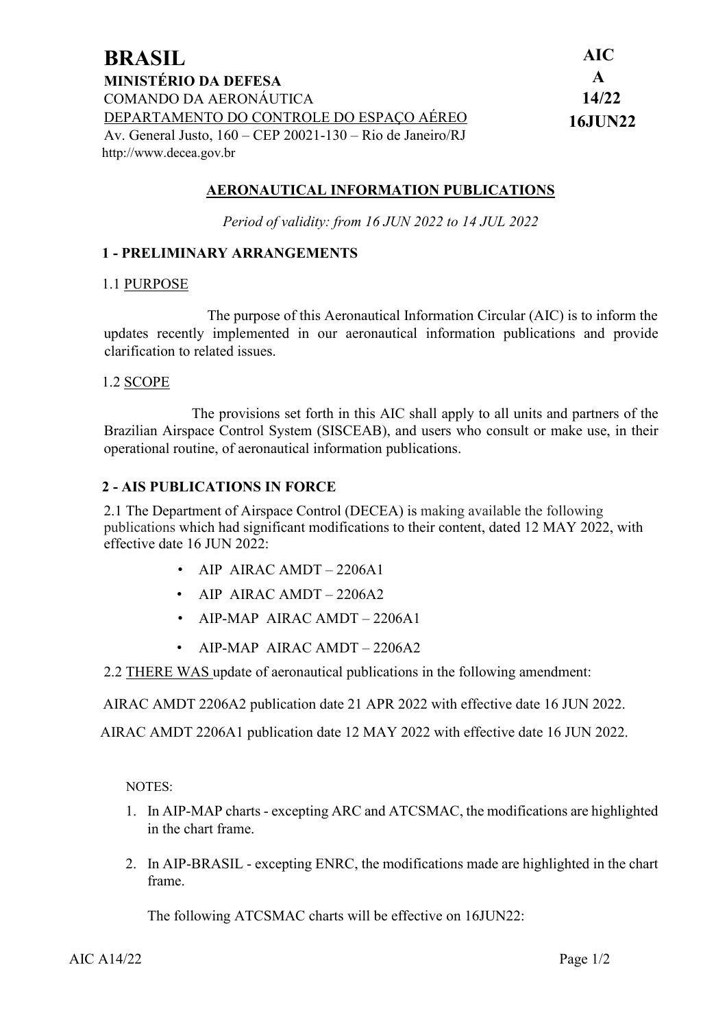**BRASIL**
**MINISTÉRIO DA DEFESA**
COMANDO DA AERONÁUTICA
DEPARTAMENTO DO CONTROLE DO ESPAÇO AÉREO
Av. General Justo, 160 – CEP 20021-130 – Rio de Janeiro/RJ
http://www.decea.gov.br

**AIC**
**A**
**14/22**
**16JUN22**

## AERONAUTICAL INFORMATION PUBLICATIONS

*Period of validity: from 16 JUN 2022 to 14 JUL 2022*

### 1 - PRELIMINARY ARRANGEMENTS

1.1 PURPOSE

The purpose of this Aeronautical Information Circular (AIC) is to inform the updates recently implemented in our aeronautical information publications and provide clarification to related issues.

1.2 SCOPE

The provisions set forth in this AIC shall apply to all units and partners of the Brazilian Airspace Control System (SISCEAB), and users who consult or make use, in their operational routine, of aeronautical information publications.

### 2 - AIS PUBLICATIONS IN FORCE

2.1 The Department of Airspace Control (DECEA) is making available the following publications which had significant modifications to their content, dated 12 MAY 2022, with effective date 16 JUN 2022:

- AIP AIRAC AMDT – 2206A1
- AIP AIRAC AMDT – 2206A2
- AIP-MAP AIRAC AMDT – 2206A1
- AIP-MAP AIRAC AMDT – 2206A2

2.2 THERE WAS update of aeronautical publications in the following amendment:

AIRAC AMDT 2206A2 publication date 21 APR 2022 with effective date 16 JUN 2022.

AIRAC AMDT 2206A1 publication date 12 MAY 2022 with effective date 16 JUN 2022.

NOTES:

1. In AIP-MAP charts - excepting ARC and ATCSMAC, the modifications are highlighted in the chart frame.
2. In AIP-BRASIL - excepting ENRC, the modifications made are highlighted in the chart frame.

The following ATCSMAC charts will be effective on 16JUN22: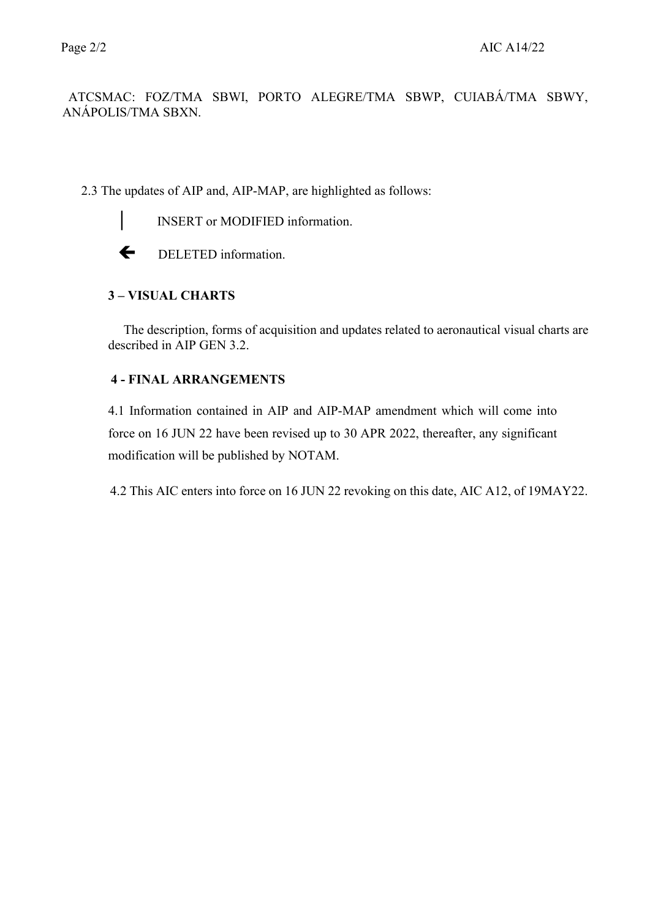ATCSMAC: FOZ/TMA SBWI, PORTO ALEGRE/TMA SBWP, CUIABÁ/TMA SBWY, ANÁPOLIS/TMA SBXN.

2.3 The updates of AIP and, AIP-MAP, are highlighted as follows:

| INSERT or MODIFIED information.

🡐 DELETED information.

### 3 – VISUAL CHARTS

The description, forms of acquisition and updates related to aeronautical visual charts are described in AIP GEN 3.2.

### 4 - FINAL ARRANGEMENTS

4.1 Information contained in AIP and AIP-MAP amendment which will come into force on 16 JUN 22 have been revised up to 30 APR 2022, thereafter, any significant modification will be published by NOTAM.

4.2 This AIC enters into force on 16 JUN 22 revoking on this date, AIC A12, of 19MAY22.